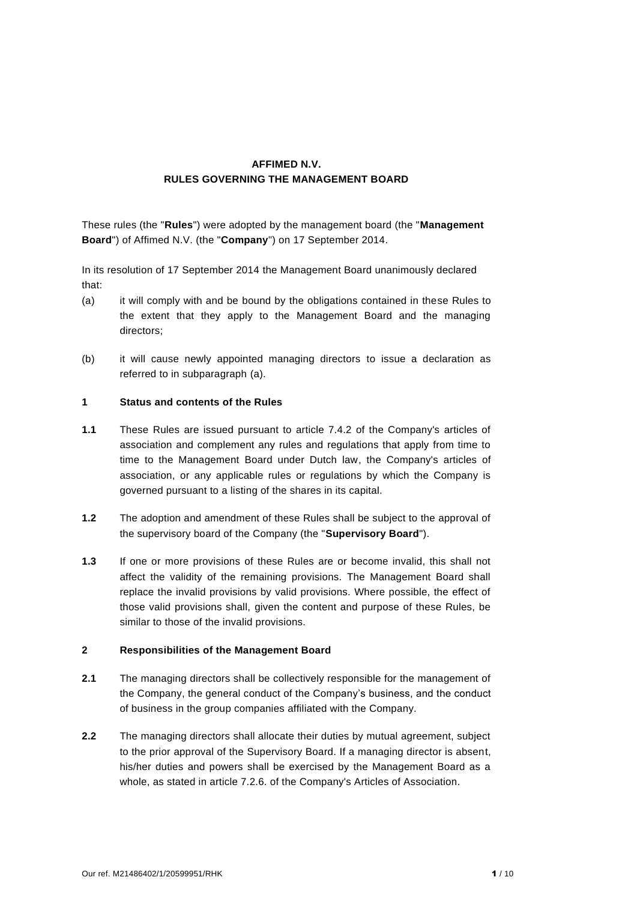# AFFIMED N.V.
## RULES GOVERNING THE MANAGEMENT BOARD

These rules (the "**Rules**") were adopted by the management board (the "**Management Board**") of Affimed N.V. (the "**Company**") on 17 September 2014.

In its resolution of 17 September 2014 the Management Board unanimously declared that:

(a) it will comply with and be bound by the obligations contained in these Rules to the extent that they apply to the Management Board and the managing directors;

(b) it will cause newly appointed managing directors to issue a declaration as referred to in subparagraph (a).

### 1 Status and contents of the Rules

**1.1** These Rules are issued pursuant to article 7.4.2 of the Company's articles of association and complement any rules and regulations that apply from time to time to the Management Board under Dutch law, the Company's articles of association, or any applicable rules or regulations by which the Company is governed pursuant to a listing of the shares in its capital.

**1.2** The adoption and amendment of these Rules shall be subject to the approval of the supervisory board of the Company (the "**Supervisory Board**").

**1.3** If one or more provisions of these Rules are or become invalid, this shall not affect the validity of the remaining provisions. The Management Board shall replace the invalid provisions by valid provisions. Where possible, the effect of those valid provisions shall, given the content and purpose of these Rules, be similar to those of the invalid provisions.

### 2 Responsibilities of the Management Board

**2.1** The managing directors shall be collectively responsible for the management of the Company, the general conduct of the Company's business, and the conduct of business in the group companies affiliated with the Company.

**2.2** The managing directors shall allocate their duties by mutual agreement, subject to the prior approval of the Supervisory Board. If a managing director is absent, his/her duties and powers shall be exercised by the Management Board as a whole, as stated in article 7.2.6. of the Company's Articles of Association.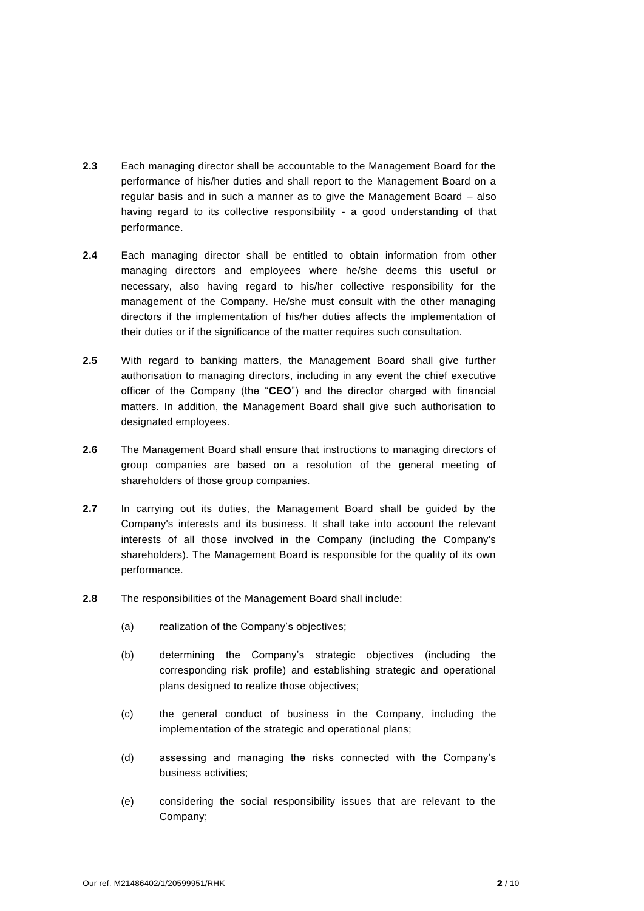**2.3** Each managing director shall be accountable to the Management Board for the performance of his/her duties and shall report to the Management Board on a regular basis and in such a manner as to give the Management Board – also having regard to its collective responsibility - a good understanding of that performance.

**2.4** Each managing director shall be entitled to obtain information from other managing directors and employees where he/she deems this useful or necessary, also having regard to his/her collective responsibility for the management of the Company. He/she must consult with the other managing directors if the implementation of his/her duties affects the implementation of their duties or if the significance of the matter requires such consultation.

**2.5** With regard to banking matters, the Management Board shall give further authorisation to managing directors, including in any event the chief executive officer of the Company (the "**CEO**") and the director charged with financial matters. In addition, the Management Board shall give such authorisation to designated employees.

**2.6** The Management Board shall ensure that instructions to managing directors of group companies are based on a resolution of the general meeting of shareholders of those group companies.

**2.7** In carrying out its duties, the Management Board shall be guided by the Company's interests and its business. It shall take into account the relevant interests of all those involved in the Company (including the Company's shareholders). The Management Board is responsible for the quality of its own performance.

**2.8** The responsibilities of the Management Board shall include:

(a) realization of the Company's objectives;

(b) determining the Company's strategic objectives (including the corresponding risk profile) and establishing strategic and operational plans designed to realize those objectives;

(c) the general conduct of business in the Company, including the implementation of the strategic and operational plans;

(d) assessing and managing the risks connected with the Company's business activities;

(e) considering the social responsibility issues that are relevant to the Company;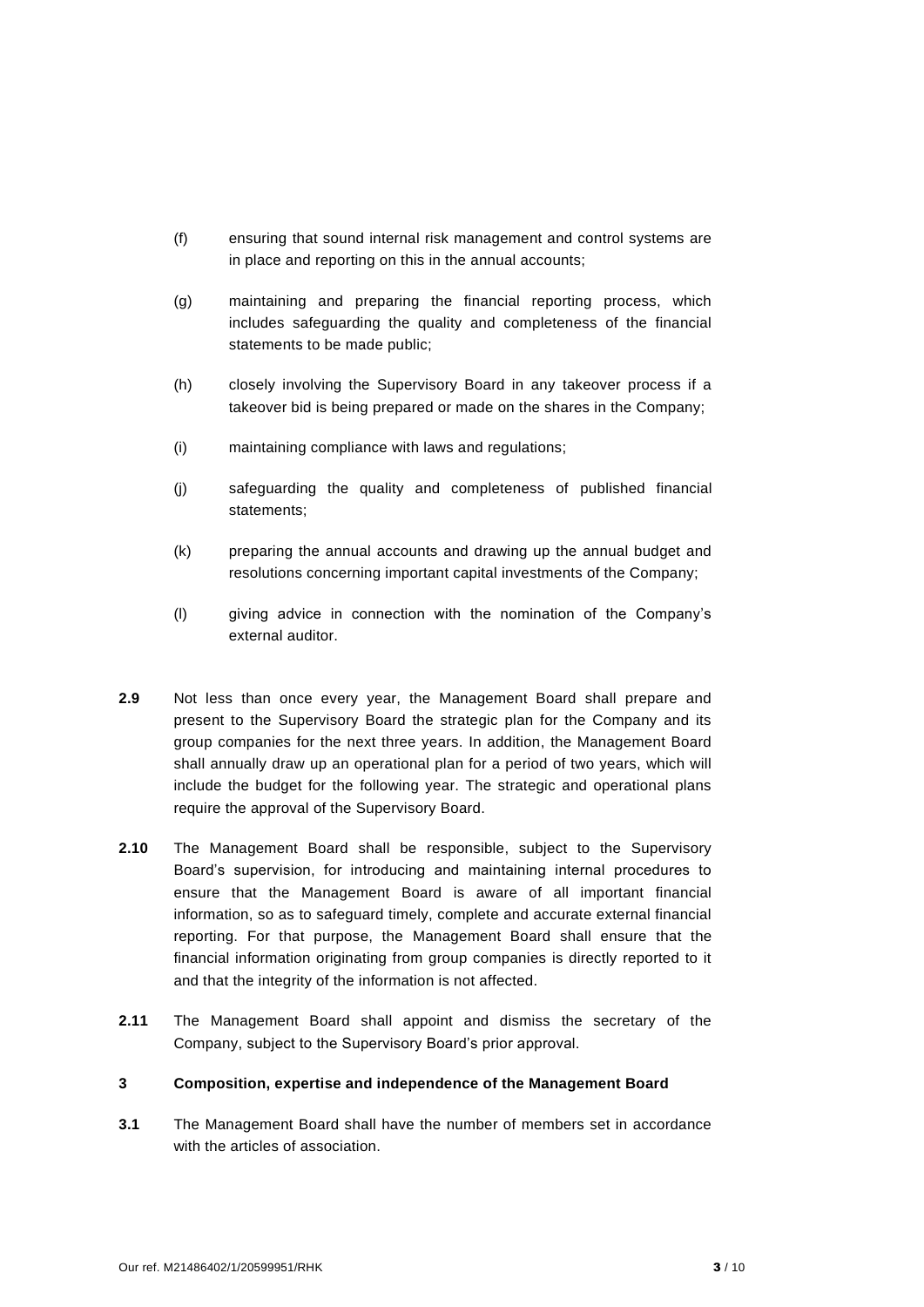(f) ensuring that sound internal risk management and control systems are in place and reporting on this in the annual accounts;

(g) maintaining and preparing the financial reporting process, which includes safeguarding the quality and completeness of the financial statements to be made public;

(h) closely involving the Supervisory Board in any takeover process if a takeover bid is being prepared or made on the shares in the Company;

(i) maintaining compliance with laws and regulations;

(j) safeguarding the quality and completeness of published financial statements;

(k) preparing the annual accounts and drawing up the annual budget and resolutions concerning important capital investments of the Company;

(l) giving advice in connection with the nomination of the Company's external auditor.

**2.9** Not less than once every year, the Management Board shall prepare and present to the Supervisory Board the strategic plan for the Company and its group companies for the next three years. In addition, the Management Board shall annually draw up an operational plan for a period of two years, which will include the budget for the following year. The strategic and operational plans require the approval of the Supervisory Board.

**2.10** The Management Board shall be responsible, subject to the Supervisory Board's supervision, for introducing and maintaining internal procedures to ensure that the Management Board is aware of all important financial information, so as to safeguard timely, complete and accurate external financial reporting. For that purpose, the Management Board shall ensure that the financial information originating from group companies is directly reported to it and that the integrity of the information is not affected.

**2.11** The Management Board shall appoint and dismiss the secretary of the Company, subject to the Supervisory Board's prior approval.

## 3 Composition, expertise and independence of the Management Board

**3.1** The Management Board shall have the number of members set in accordance with the articles of association.

Our ref. M21486402/1/20599951/RHK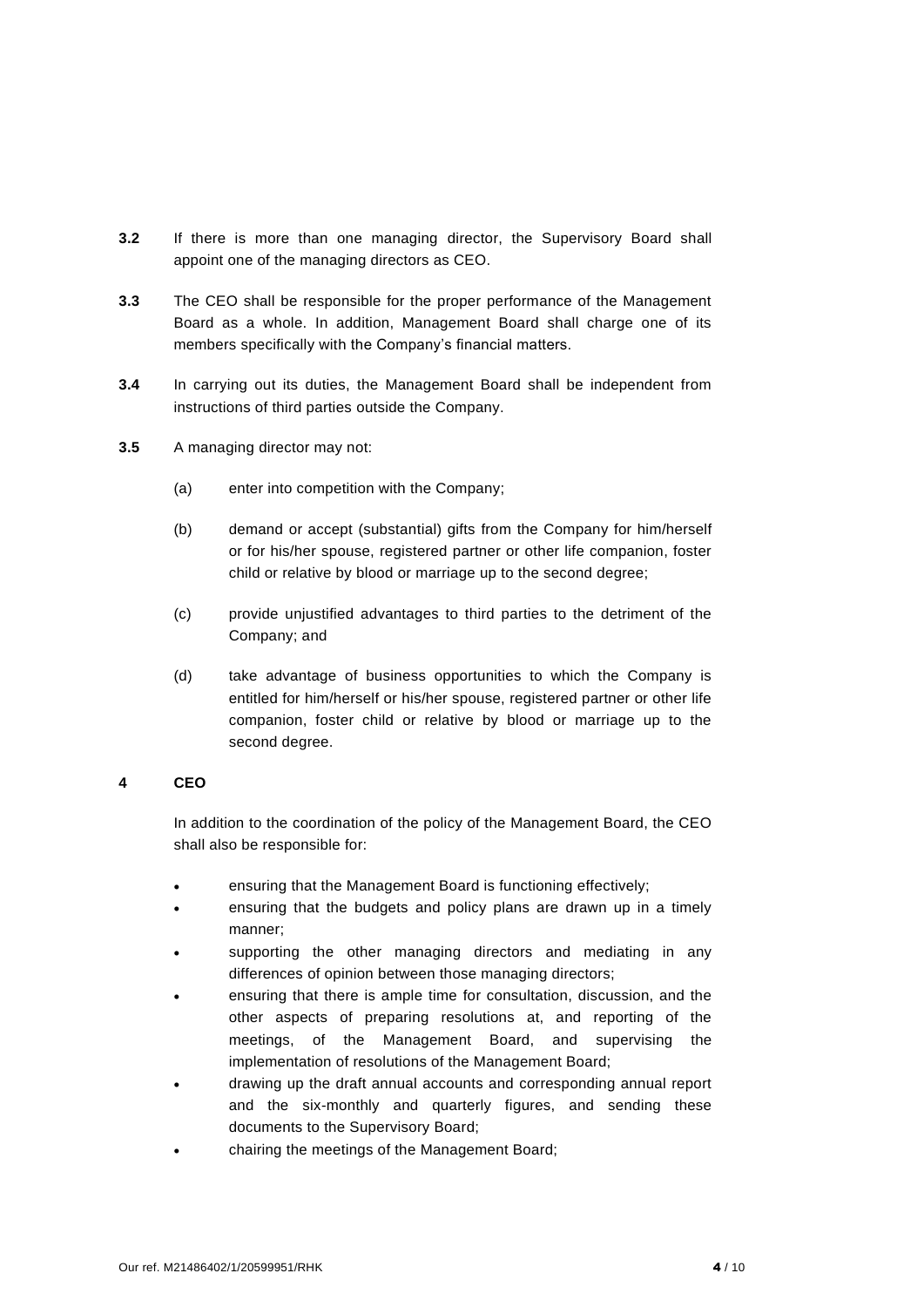**3.2** If there is more than one managing director, the Supervisory Board shall appoint one of the managing directors as CEO.

**3.3** The CEO shall be responsible for the proper performance of the Management Board as a whole. In addition, Management Board shall charge one of its members specifically with the Company's financial matters.

**3.4** In carrying out its duties, the Management Board shall be independent from instructions of third parties outside the Company.

**3.5** A managing director may not:

(a) enter into competition with the Company;

(b) demand or accept (substantial) gifts from the Company for him/herself or for his/her spouse, registered partner or other life companion, foster child or relative by blood or marriage up to the second degree;

(c) provide unjustified advantages to third parties to the detriment of the Company; and

(d) take advantage of business opportunities to which the Company is entitled for him/herself or his/her spouse, registered partner or other life companion, foster child or relative by blood or marriage up to the second degree.

## 4 CEO

In addition to the coordination of the policy of the Management Board, the CEO shall also be responsible for:

- ensuring that the Management Board is functioning effectively;
- ensuring that the budgets and policy plans are drawn up in a timely manner;
- supporting the other managing directors and mediating in any differences of opinion between those managing directors;
- ensuring that there is ample time for consultation, discussion, and the other aspects of preparing resolutions at, and reporting of the meetings, of the Management Board, and supervising the implementation of resolutions of the Management Board;
- drawing up the draft annual accounts and corresponding annual report and the six-monthly and quarterly figures, and sending these documents to the Supervisory Board;
- chairing the meetings of the Management Board;

Our ref. M21486402/1/20599951/RHK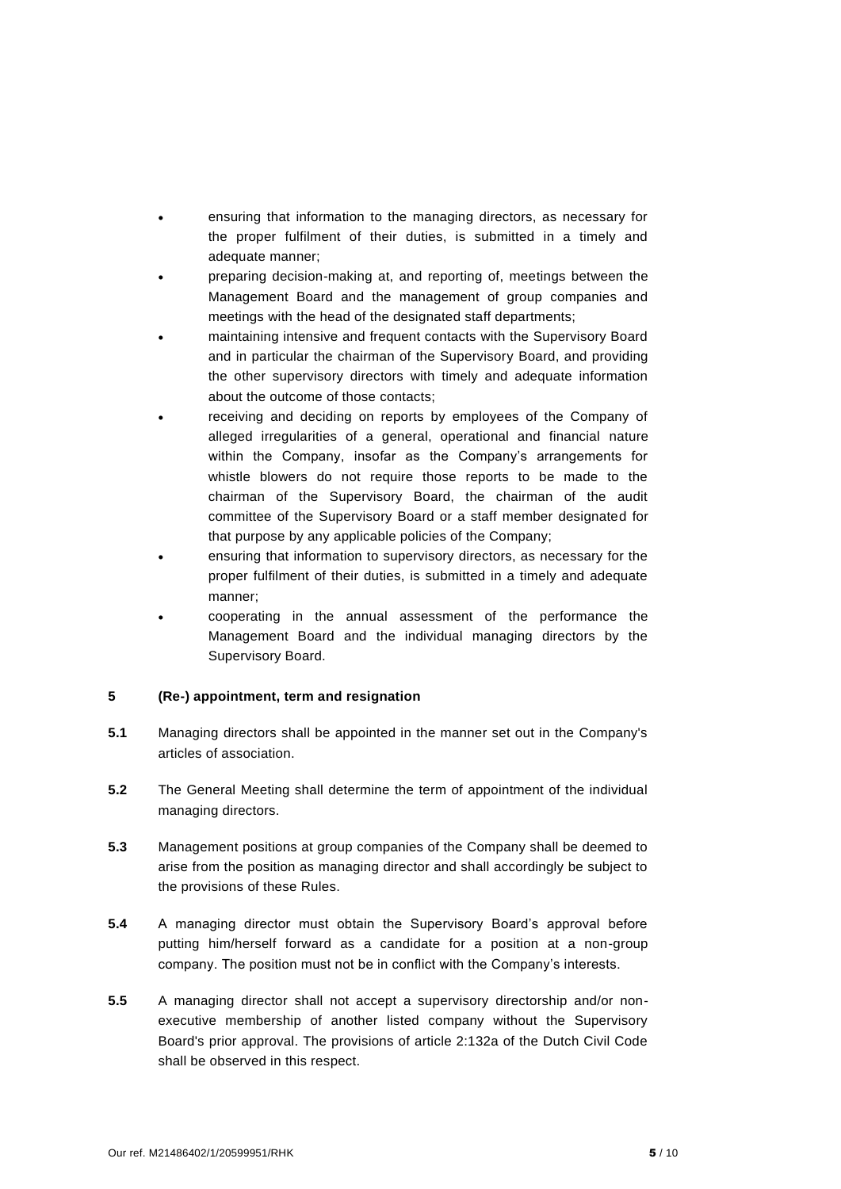- ensuring that information to the managing directors, as necessary for the proper fulfilment of their duties, is submitted in a timely and adequate manner;
- preparing decision-making at, and reporting of, meetings between the Management Board and the management of group companies and meetings with the head of the designated staff departments;
- maintaining intensive and frequent contacts with the Supervisory Board and in particular the chairman of the Supervisory Board, and providing the other supervisory directors with timely and adequate information about the outcome of those contacts;
- receiving and deciding on reports by employees of the Company of alleged irregularities of a general, operational and financial nature within the Company, insofar as the Company's arrangements for whistle blowers do not require those reports to be made to the chairman of the Supervisory Board, the chairman of the audit committee of the Supervisory Board or a staff member designated for that purpose by any applicable policies of the Company;
- ensuring that information to supervisory directors, as necessary for the proper fulfilment of their duties, is submitted in a timely and adequate manner;
- cooperating in the annual assessment of the performance the Management Board and the individual managing directors by the Supervisory Board.

## 5 (Re-) appointment, term and resignation

**5.1** Managing directors shall be appointed in the manner set out in the Company's articles of association.

**5.2** The General Meeting shall determine the term of appointment of the individual managing directors.

**5.3** Management positions at group companies of the Company shall be deemed to arise from the position as managing director and shall accordingly be subject to the provisions of these Rules.

**5.4** A managing director must obtain the Supervisory Board's approval before putting him/herself forward as a candidate for a position at a non-group company. The position must not be in conflict with the Company's interests.

**5.5** A managing director shall not accept a supervisory directorship and/or non-executive membership of another listed company without the Supervisory Board's prior approval. The provisions of article 2:132a of the Dutch Civil Code shall be observed in this respect.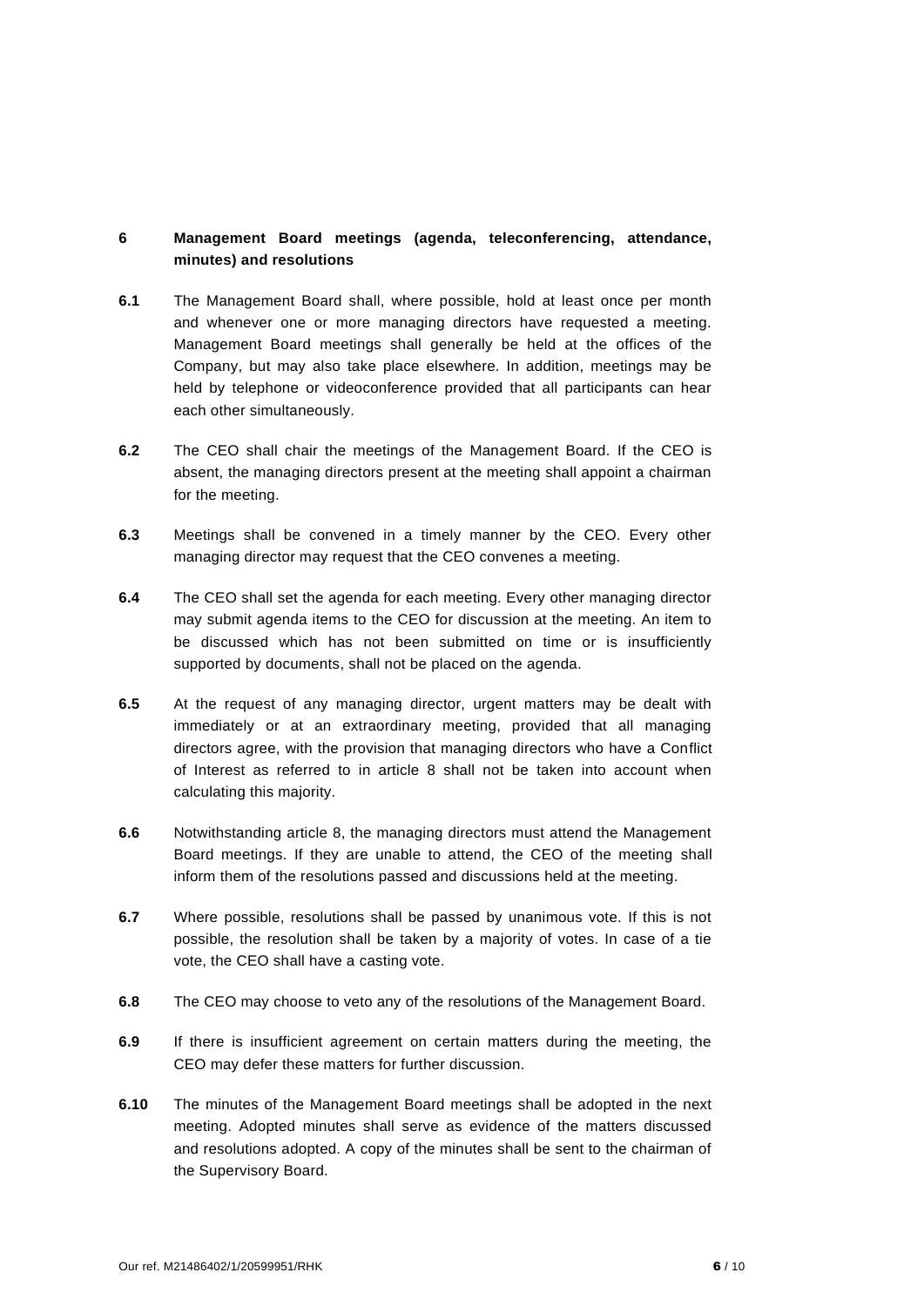## 6 Management Board meetings (agenda, teleconferencing, attendance, minutes) and resolutions

**6.1** The Management Board shall, where possible, hold at least once per month and whenever one or more managing directors have requested a meeting. Management Board meetings shall generally be held at the offices of the Company, but may also take place elsewhere. In addition, meetings may be held by telephone or videoconference provided that all participants can hear each other simultaneously.

**6.2** The CEO shall chair the meetings of the Management Board. If the CEO is absent, the managing directors present at the meeting shall appoint a chairman for the meeting.

**6.3** Meetings shall be convened in a timely manner by the CEO. Every other managing director may request that the CEO convenes a meeting.

**6.4** The CEO shall set the agenda for each meeting. Every other managing director may submit agenda items to the CEO for discussion at the meeting. An item to be discussed which has not been submitted on time or is insufficiently supported by documents, shall not be placed on the agenda.

**6.5** At the request of any managing director, urgent matters may be dealt with immediately or at an extraordinary meeting, provided that all managing directors agree, with the provision that managing directors who have a Conflict of Interest as referred to in article 8 shall not be taken into account when calculating this majority.

**6.6** Notwithstanding article 8, the managing directors must attend the Management Board meetings. If they are unable to attend, the CEO of the meeting shall inform them of the resolutions passed and discussions held at the meeting.

**6.7** Where possible, resolutions shall be passed by unanimous vote. If this is not possible, the resolution shall be taken by a majority of votes. In case of a tie vote, the CEO shall have a casting vote.

**6.8** The CEO may choose to veto any of the resolutions of the Management Board.

**6.9** If there is insufficient agreement on certain matters during the meeting, the CEO may defer these matters for further discussion.

**6.10** The minutes of the Management Board meetings shall be adopted in the next meeting. Adopted minutes shall serve as evidence of the matters discussed and resolutions adopted. A copy of the minutes shall be sent to the chairman of the Supervisory Board.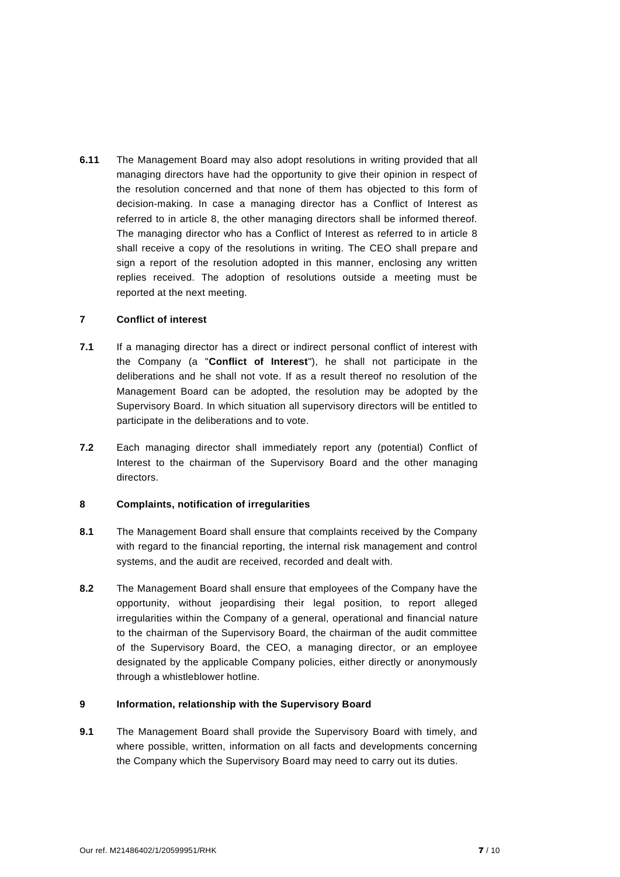**6.11** The Management Board may also adopt resolutions in writing provided that all managing directors have had the opportunity to give their opinion in respect of the resolution concerned and that none of them has objected to this form of decision-making. In case a managing director has a Conflict of Interest as referred to in article 8, the other managing directors shall be informed thereof. The managing director who has a Conflict of Interest as referred to in article 8 shall receive a copy of the resolutions in writing. The CEO shall prepare and sign a report of the resolution adopted in this manner, enclosing any written replies received. The adoption of resolutions outside a meeting must be reported at the next meeting.

## 7 Conflict of interest

**7.1** If a managing director has a direct or indirect personal conflict of interest with the Company (a "**Conflict of Interest**"), he shall not participate in the deliberations and he shall not vote. If as a result thereof no resolution of the Management Board can be adopted, the resolution may be adopted by the Supervisory Board. In which situation all supervisory directors will be entitled to participate in the deliberations and to vote.

**7.2** Each managing director shall immediately report any (potential) Conflict of Interest to the chairman of the Supervisory Board and the other managing directors.

## 8 Complaints, notification of irregularities

**8.1** The Management Board shall ensure that complaints received by the Company with regard to the financial reporting, the internal risk management and control systems, and the audit are received, recorded and dealt with.

**8.2** The Management Board shall ensure that employees of the Company have the opportunity, without jeopardising their legal position, to report alleged irregularities within the Company of a general, operational and financial nature to the chairman of the Supervisory Board, the chairman of the audit committee of the Supervisory Board, the CEO, a managing director, or an employee designated by the applicable Company policies, either directly or anonymously through a whistleblower hotline.

## 9 Information, relationship with the Supervisory Board

**9.1** The Management Board shall provide the Supervisory Board with timely, and where possible, written, information on all facts and developments concerning the Company which the Supervisory Board may need to carry out its duties.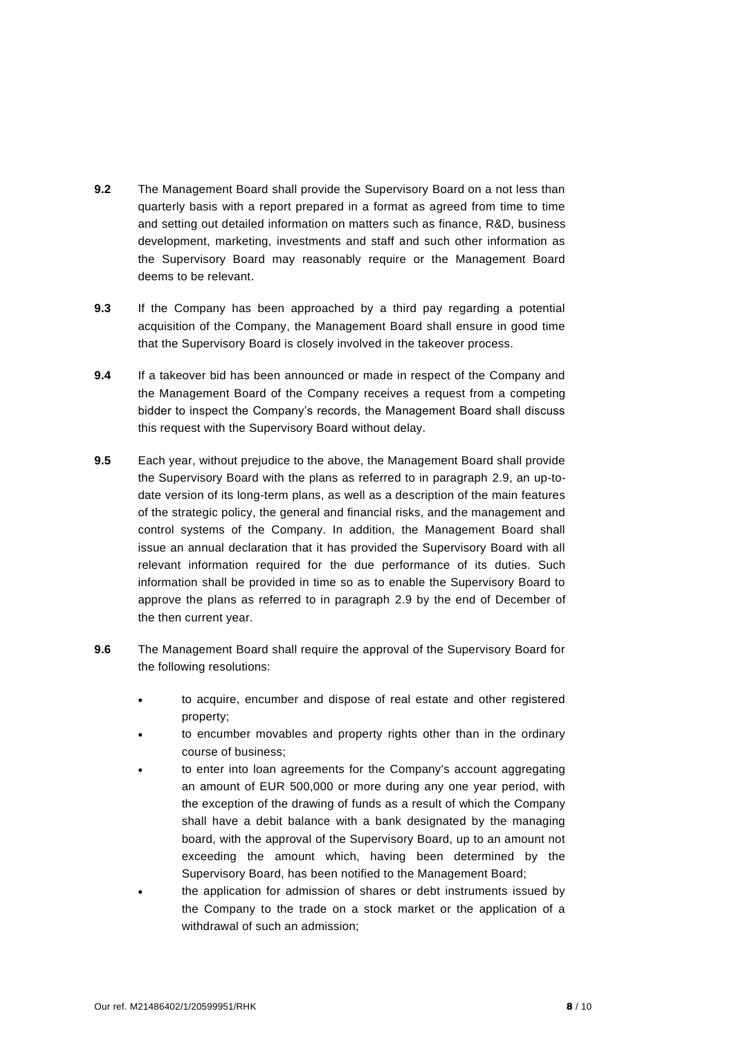**9.2** The Management Board shall provide the Supervisory Board on a not less than quarterly basis with a report prepared in a format as agreed from time to time and setting out detailed information on matters such as finance, R&D, business development, marketing, investments and staff and such other information as the Supervisory Board may reasonably require or the Management Board deems to be relevant.

**9.3** If the Company has been approached by a third pay regarding a potential acquisition of the Company, the Management Board shall ensure in good time that the Supervisory Board is closely involved in the takeover process.

**9.4** If a takeover bid has been announced or made in respect of the Company and the Management Board of the Company receives a request from a competing bidder to inspect the Company's records, the Management Board shall discuss this request with the Supervisory Board without delay.

**9.5** Each year, without prejudice to the above, the Management Board shall provide the Supervisory Board with the plans as referred to in paragraph 2.9, an up-to-date version of its long-term plans, as well as a description of the main features of the strategic policy, the general and financial risks, and the management and control systems of the Company. In addition, the Management Board shall issue an annual declaration that it has provided the Supervisory Board with all relevant information required for the due performance of its duties. Such information shall be provided in time so as to enable the Supervisory Board to approve the plans as referred to in paragraph 2.9 by the end of December of the then current year.

**9.6** The Management Board shall require the approval of the Supervisory Board for the following resolutions:

- to acquire, encumber and dispose of real estate and other registered property;
- to encumber movables and property rights other than in the ordinary course of business;
- to enter into loan agreements for the Company's account aggregating an amount of EUR 500,000 or more during any one year period, with the exception of the drawing of funds as a result of which the Company shall have a debit balance with a bank designated by the managing board, with the approval of the Supervisory Board, up to an amount not exceeding the amount which, having been determined by the Supervisory Board, has been notified to the Management Board;
- the application for admission of shares or debt instruments issued by the Company to the trade on a stock market or the application of a withdrawal of such an admission;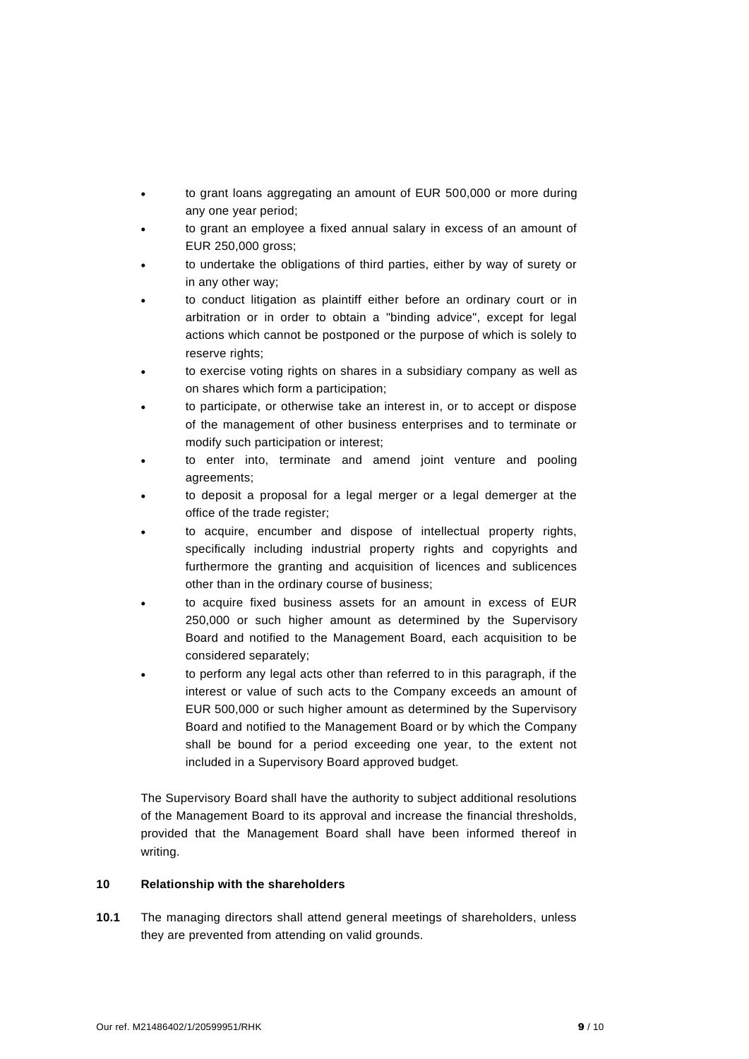- to grant loans aggregating an amount of EUR 500,000 or more during any one year period;
- to grant an employee a fixed annual salary in excess of an amount of EUR 250,000 gross;
- to undertake the obligations of third parties, either by way of surety or in any other way;
- to conduct litigation as plaintiff either before an ordinary court or in arbitration or in order to obtain a "binding advice", except for legal actions which cannot be postponed or the purpose of which is solely to reserve rights;
- to exercise voting rights on shares in a subsidiary company as well as on shares which form a participation;
- to participate, or otherwise take an interest in, or to accept or dispose of the management of other business enterprises and to terminate or modify such participation or interest;
- to enter into, terminate and amend joint venture and pooling agreements;
- to deposit a proposal for a legal merger or a legal demerger at the office of the trade register;
- to acquire, encumber and dispose of intellectual property rights, specifically including industrial property rights and copyrights and furthermore the granting and acquisition of licences and sublicences other than in the ordinary course of business;
- to acquire fixed business assets for an amount in excess of EUR 250,000 or such higher amount as determined by the Supervisory Board and notified to the Management Board, each acquisition to be considered separately;
- to perform any legal acts other than referred to in this paragraph, if the interest or value of such acts to the Company exceeds an amount of EUR 500,000 or such higher amount as determined by the Supervisory Board and notified to the Management Board or by which the Company shall be bound for a period exceeding one year, to the extent not included in a Supervisory Board approved budget.

The Supervisory Board shall have the authority to subject additional resolutions of the Management Board to its approval and increase the financial thresholds, provided that the Management Board shall have been informed thereof in writing.

## 10 Relationship with the shareholders

**10.1** The managing directors shall attend general meetings of shareholders, unless they are prevented from attending on valid grounds.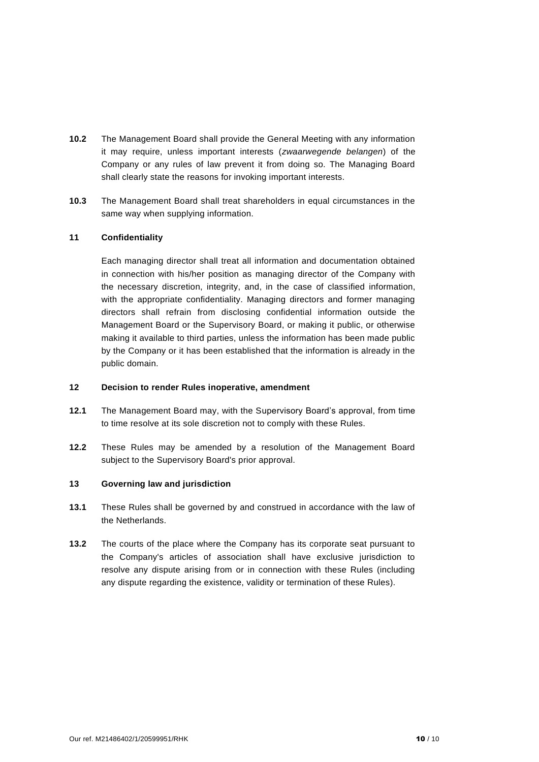**10.2** The Management Board shall provide the General Meeting with any information it may require, unless important interests (*zwaarwegende belangen*) of the Company or any rules of law prevent it from doing so. The Managing Board shall clearly state the reasons for invoking important interests.

**10.3** The Management Board shall treat shareholders in equal circumstances in the same way when supplying information.

## 11 Confidentiality

Each managing director shall treat all information and documentation obtained in connection with his/her position as managing director of the Company with the necessary discretion, integrity, and, in the case of classified information, with the appropriate confidentiality. Managing directors and former managing directors shall refrain from disclosing confidential information outside the Management Board or the Supervisory Board, or making it public, or otherwise making it available to third parties, unless the information has been made public by the Company or it has been established that the information is already in the public domain.

## 12 Decision to render Rules inoperative, amendment

**12.1** The Management Board may, with the Supervisory Board's approval, from time to time resolve at its sole discretion not to comply with these Rules.

**12.2** These Rules may be amended by a resolution of the Management Board subject to the Supervisory Board's prior approval.

## 13 Governing law and jurisdiction

**13.1** These Rules shall be governed by and construed in accordance with the law of the Netherlands.

**13.2** The courts of the place where the Company has its corporate seat pursuant to the Company's articles of association shall have exclusive jurisdiction to resolve any dispute arising from or in connection with these Rules (including any dispute regarding the existence, validity or termination of these Rules).